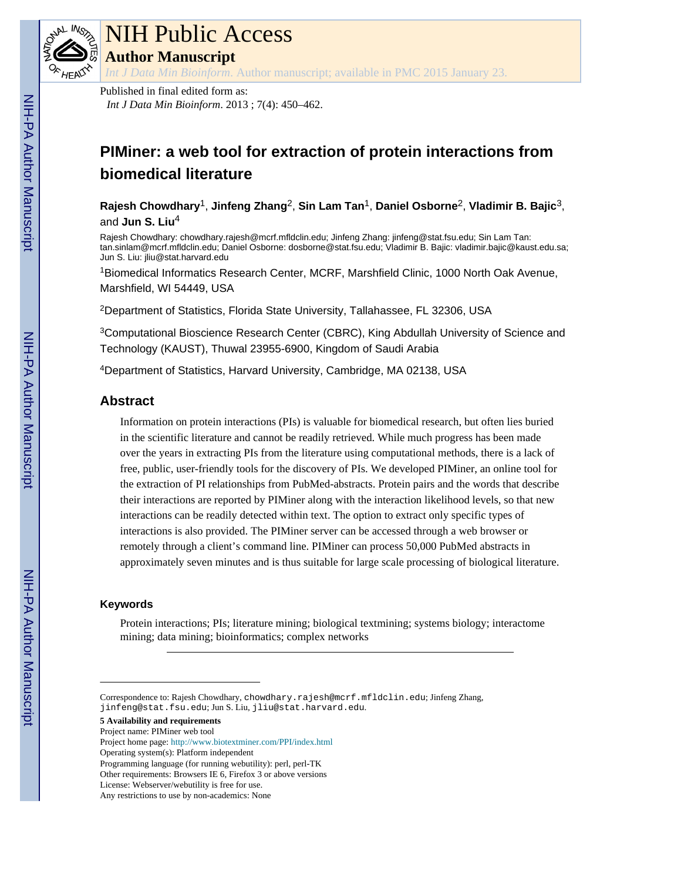# NIH Public Access

**Author Manuscript**

*Int J Data Min Bioinform*. Author manuscript; available in PMC 2015 January 23.

Published in final edited form as:

*Int J Data Min Bioinform*. 2013 ; 7(4): 450–462.

# PIMiner: a web tool for extraction of protein interactions from biomedical literature

**Rajesh Chowdhary**[1], **Jinfeng Zhang**[2], **Sin Lam Tan**[1], **Daniel Osborne**[2], **Vladimir B. Bajic**[3], and **Jun S. Liu**[4]

Rajesh Chowdhary: chowdhary.rajesh@mcrf.mfldclin.edu; Jinfeng Zhang: jinfeng@stat.fsu.edu; Sin Lam Tan: tan.sinlam@mcrf.mfldclin.edu; Daniel Osborne: dosborne@stat.fsu.edu; Vladimir B. Bajic: vladimir.bajic@kaust.edu.sa; Jun S. Liu: jliu@stat.harvard.edu

[1]Biomedical Informatics Research Center, MCRF, Marshfield Clinic, 1000 North Oak Avenue, Marshfield, WI 54449, USA

[2]Department of Statistics, Florida State University, Tallahassee, FL 32306, USA

[3]Computational Bioscience Research Center (CBRC), King Abdullah University of Science and Technology (KAUST), Thuwal 23955-6900, Kingdom of Saudi Arabia

[4]Department of Statistics, Harvard University, Cambridge, MA 02138, USA

## Abstract

Information on protein interactions (PIs) is valuable for biomedical research, but often lies buried in the scientific literature and cannot be readily retrieved. While much progress has been made over the years in extracting PIs from the literature using computational methods, there is a lack of free, public, user-friendly tools for the discovery of PIs. We developed PIMiner, an online tool for the extraction of PI relationships from PubMed-abstracts. Protein pairs and the words that describe their interactions are reported by PIMiner along with the interaction likelihood levels, so that new interactions can be readily detected within text. The option to extract only specific types of interactions is also provided. The PIMiner server can be accessed through a web browser or remotely through a client's command line. PIMiner can process 50,000 PubMed abstracts in approximately seven minutes and is thus suitable for large scale processing of biological literature.

### Keywords

Protein interactions; PIs; literature mining; biological textmining; systems biology; interactome mining; data mining; bioinformatics; complex networks

---

Correspondence to: Rajesh Chowdhary, chowdhary.rajesh@mcrf.mfldclin.edu; Jinfeng Zhang, jinfeng@stat.fsu.edu; Jun S. Liu, jliu@stat.harvard.edu.

**5 Availability and requirements**

Project name: PIMiner web tool

Project home page: http://www.biotextminer.com/PPI/index.html

Operating system(s): Platform independent

Programming language (for running webutility): perl, perl-TK

Other requirements: Browsers IE 6, Firefox 3 or above versions

License: Webserver/webutility is free for use.

Any restrictions to use by non-academics: None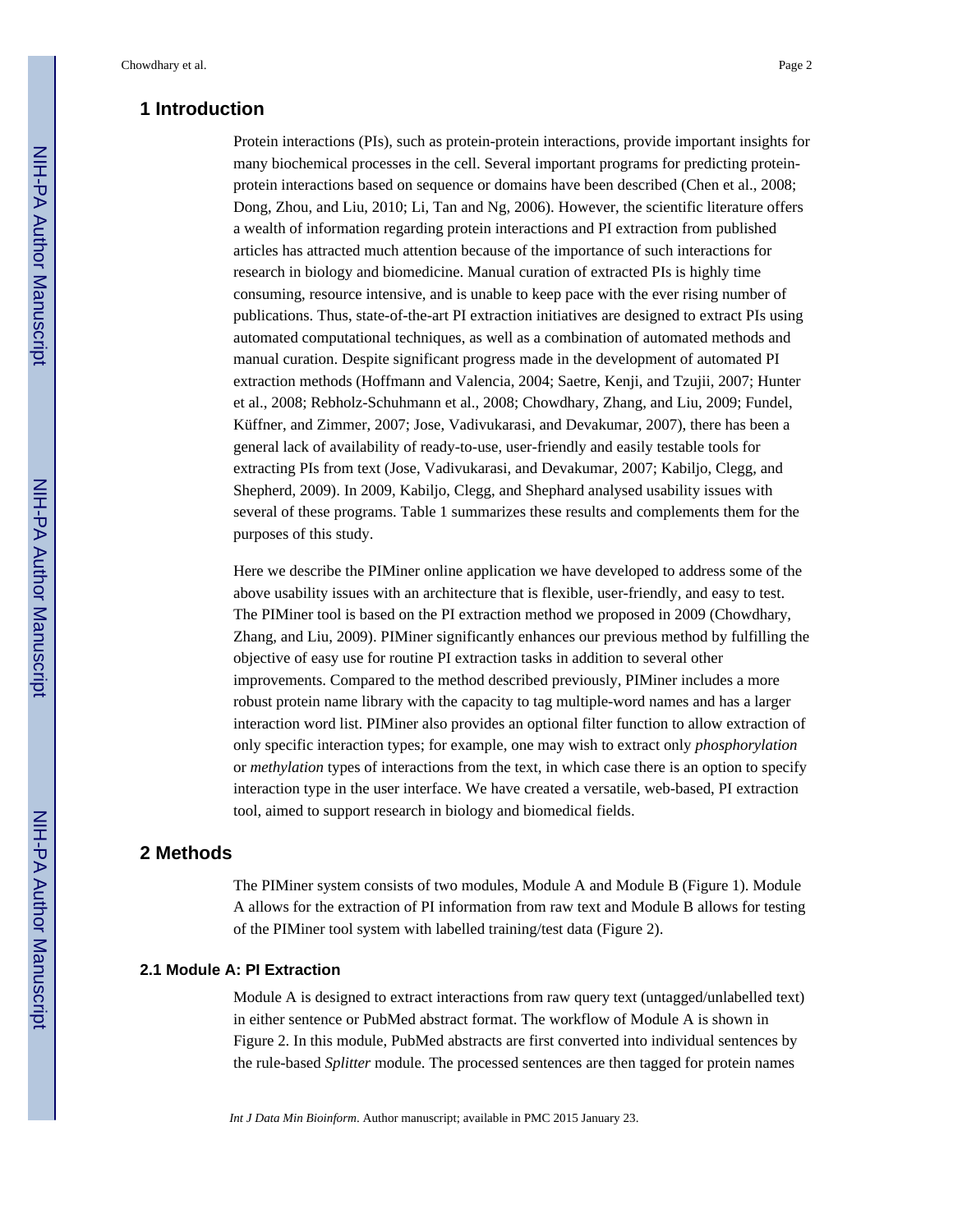## 1 Introduction

Protein interactions (PIs), such as protein-protein interactions, provide important insights for many biochemical processes in the cell. Several important programs for predicting protein-protein interactions based on sequence or domains have been described (Chen et al., 2008; Dong, Zhou, and Liu, 2010; Li, Tan and Ng, 2006). However, the scientific literature offers a wealth of information regarding protein interactions and PI extraction from published articles has attracted much attention because of the importance of such interactions for research in biology and biomedicine. Manual curation of extracted PIs is highly time consuming, resource intensive, and is unable to keep pace with the ever rising number of publications. Thus, state-of-the-art PI extraction initiatives are designed to extract PIs using automated computational techniques, as well as a combination of automated methods and manual curation. Despite significant progress made in the development of automated PI extraction methods (Hoffmann and Valencia, 2004; Saetre, Kenji, and Tzujii, 2007; Hunter et al., 2008; Rebholz-Schuhmann et al., 2008; Chowdhary, Zhang, and Liu, 2009; Fundel, Küffner, and Zimmer, 2007; Jose, Vadivukarasi, and Devakumar, 2007), there has been a general lack of availability of ready-to-use, user-friendly and easily testable tools for extracting PIs from text (Jose, Vadivukarasi, and Devakumar, 2007; Kabiljo, Clegg, and Shepherd, 2009). In 2009, Kabiljo, Clegg, and Shephard analysed usability issues with several of these programs. Table 1 summarizes these results and complements them for the purposes of this study.

Here we describe the PIMiner online application we have developed to address some of the above usability issues with an architecture that is flexible, user-friendly, and easy to test. The PIMiner tool is based on the PI extraction method we proposed in 2009 (Chowdhary, Zhang, and Liu, 2009). PIMiner significantly enhances our previous method by fulfilling the objective of easy use for routine PI extraction tasks in addition to several other improvements. Compared to the method described previously, PIMiner includes a more robust protein name library with the capacity to tag multiple-word names and has a larger interaction word list. PIMiner also provides an optional filter function to allow extraction of only specific interaction types; for example, one may wish to extract only *phosphorylation* or *methylation* types of interactions from the text, in which case there is an option to specify interaction type in the user interface. We have created a versatile, web-based, PI extraction tool, aimed to support research in biology and biomedical fields.

## 2 Methods

The PIMiner system consists of two modules, Module A and Module B (Figure 1). Module A allows for the extraction of PI information from raw text and Module B allows for testing of the PIMiner tool system with labelled training/test data (Figure 2).

### 2.1 Module A: PI Extraction

Module A is designed to extract interactions from raw query text (untagged/unlabelled text) in either sentence or PubMed abstract format. The workflow of Module A is shown in Figure 2. In this module, PubMed abstracts are first converted into individual sentences by the rule-based *Splitter* module. The processed sentences are then tagged for protein names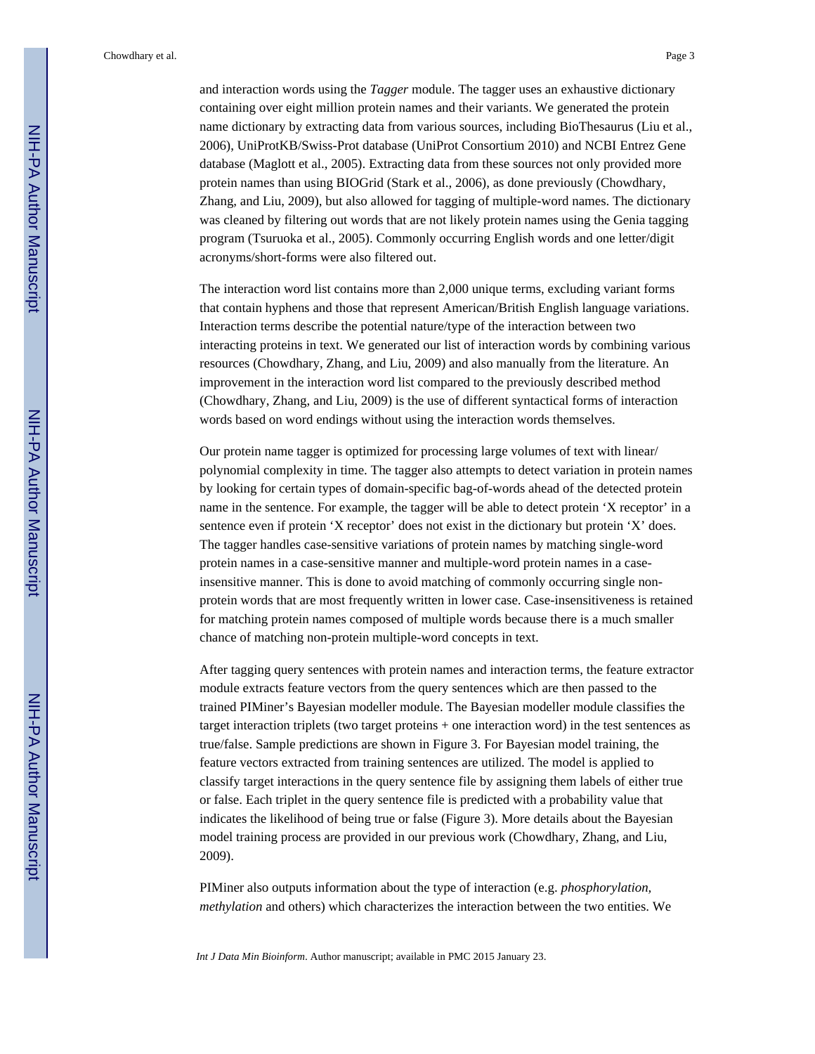and interaction words using the *Tagger* module. The tagger uses an exhaustive dictionary containing over eight million protein names and their variants. We generated the protein name dictionary by extracting data from various sources, including BioThesaurus (Liu et al., 2006), UniProtKB/Swiss-Prot database (UniProt Consortium 2010) and NCBI Entrez Gene database (Maglott et al., 2005). Extracting data from these sources not only provided more protein names than using BIOGrid (Stark et al., 2006), as done previously (Chowdhary, Zhang, and Liu, 2009), but also allowed for tagging of multiple-word names. The dictionary was cleaned by filtering out words that are not likely protein names using the Genia tagging program (Tsuruoka et al., 2005). Commonly occurring English words and one letter/digit acronyms/short-forms were also filtered out.

The interaction word list contains more than 2,000 unique terms, excluding variant forms that contain hyphens and those that represent American/British English language variations. Interaction terms describe the potential nature/type of the interaction between two interacting proteins in text. We generated our list of interaction words by combining various resources (Chowdhary, Zhang, and Liu, 2009) and also manually from the literature. An improvement in the interaction word list compared to the previously described method (Chowdhary, Zhang, and Liu, 2009) is the use of different syntactical forms of interaction words based on word endings without using the interaction words themselves.

Our protein name tagger is optimized for processing large volumes of text with linear/polynomial complexity in time. The tagger also attempts to detect variation in protein names by looking for certain types of domain-specific bag-of-words ahead of the detected protein name in the sentence. For example, the tagger will be able to detect protein 'X receptor' in a sentence even if protein 'X receptor' does not exist in the dictionary but protein 'X' does. The tagger handles case-sensitive variations of protein names by matching single-word protein names in a case-sensitive manner and multiple-word protein names in a case-insensitive manner. This is done to avoid matching of commonly occurring single non-protein words that are most frequently written in lower case. Case-insensitiveness is retained for matching protein names composed of multiple words because there is a much smaller chance of matching non-protein multiple-word concepts in text.

After tagging query sentences with protein names and interaction terms, the feature extractor module extracts feature vectors from the query sentences which are then passed to the trained PIMiner's Bayesian modeller module. The Bayesian modeller module classifies the target interaction triplets (two target proteins + one interaction word) in the test sentences as true/false. Sample predictions are shown in Figure 3. For Bayesian model training, the feature vectors extracted from training sentences are utilized. The model is applied to classify target interactions in the query sentence file by assigning them labels of either true or false. Each triplet in the query sentence file is predicted with a probability value that indicates the likelihood of being true or false (Figure 3). More details about the Bayesian model training process are provided in our previous work (Chowdhary, Zhang, and Liu, 2009).

PIMiner also outputs information about the type of interaction (e.g. *phosphorylation, methylation* and others) which characterizes the interaction between the two entities. We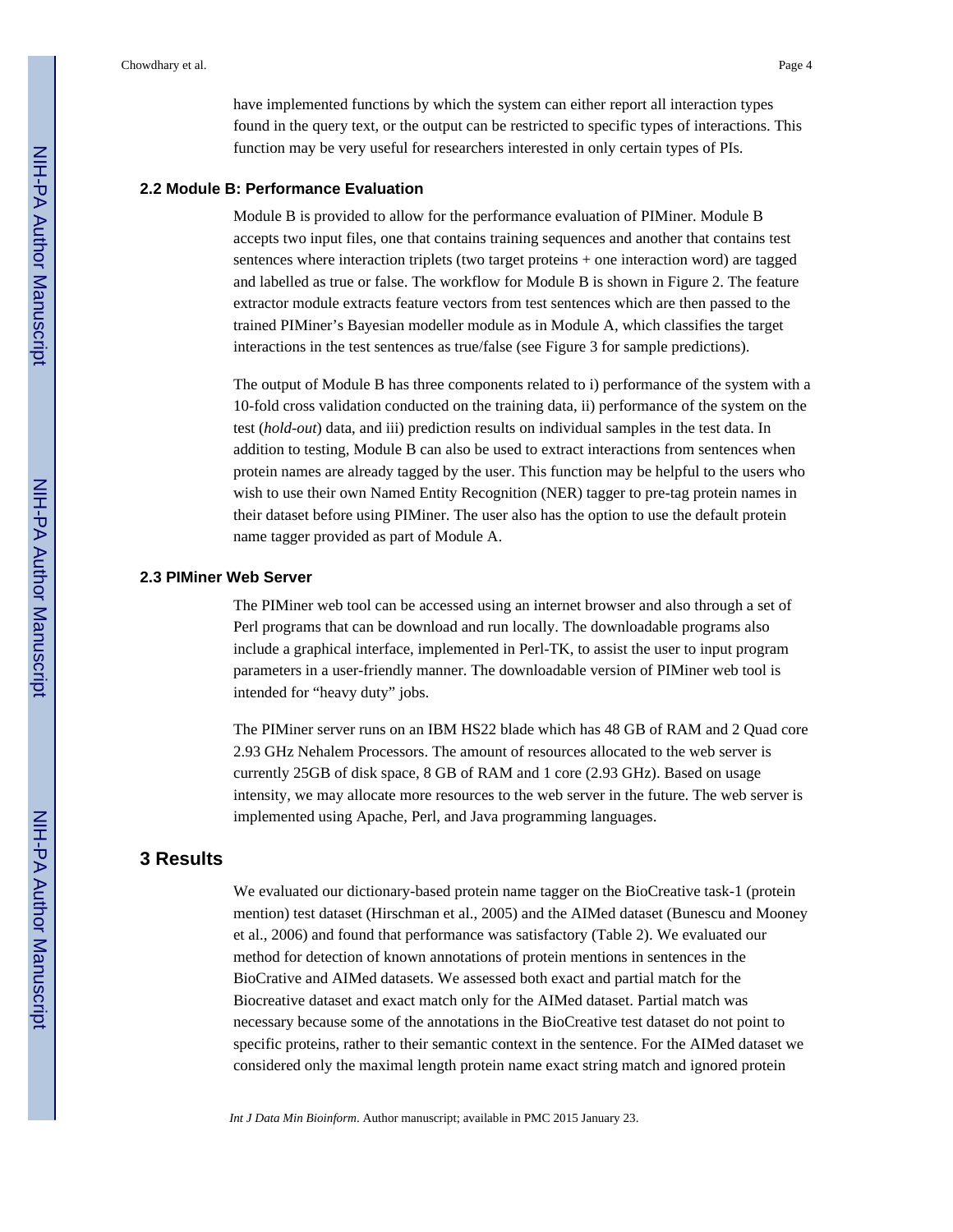have implemented functions by which the system can either report all interaction types found in the query text, or the output can be restricted to specific types of interactions. This function may be very useful for researchers interested in only certain types of PIs.

### 2.2 Module B: Performance Evaluation

Module B is provided to allow for the performance evaluation of PIMiner. Module B accepts two input files, one that contains training sequences and another that contains test sentences where interaction triplets (two target proteins + one interaction word) are tagged and labelled as true or false. The workflow for Module B is shown in Figure 2. The feature extractor module extracts feature vectors from test sentences which are then passed to the trained PIMiner's Bayesian modeller module as in Module A, which classifies the target interactions in the test sentences as true/false (see Figure 3 for sample predictions).

The output of Module B has three components related to i) performance of the system with a 10-fold cross validation conducted on the training data, ii) performance of the system on the test (*hold-out*) data, and iii) prediction results on individual samples in the test data. In addition to testing, Module B can also be used to extract interactions from sentences when protein names are already tagged by the user. This function may be helpful to the users who wish to use their own Named Entity Recognition (NER) tagger to pre-tag protein names in their dataset before using PIMiner. The user also has the option to use the default protein name tagger provided as part of Module A.

### 2.3 PIMiner Web Server

The PIMiner web tool can be accessed using an internet browser and also through a set of Perl programs that can be download and run locally. The downloadable programs also include a graphical interface, implemented in Perl-TK, to assist the user to input program parameters in a user-friendly manner. The downloadable version of PIMiner web tool is intended for "heavy duty" jobs.

The PIMiner server runs on an IBM HS22 blade which has 48 GB of RAM and 2 Quad core 2.93 GHz Nehalem Processors. The amount of resources allocated to the web server is currently 25GB of disk space, 8 GB of RAM and 1 core (2.93 GHz). Based on usage intensity, we may allocate more resources to the web server in the future. The web server is implemented using Apache, Perl, and Java programming languages.

## 3 Results

We evaluated our dictionary-based protein name tagger on the BioCreative task-1 (protein mention) test dataset (Hirschman et al., 2005) and the AIMed dataset (Bunescu and Mooney et al., 2006) and found that performance was satisfactory (Table 2). We evaluated our method for detection of known annotations of protein mentions in sentences in the BioCrative and AIMed datasets. We assessed both exact and partial match for the Biocreative dataset and exact match only for the AIMed dataset. Partial match was necessary because some of the annotations in the BioCreative test dataset do not point to specific proteins, rather to their semantic context in the sentence. For the AIMed dataset we considered only the maximal length protein name exact string match and ignored protein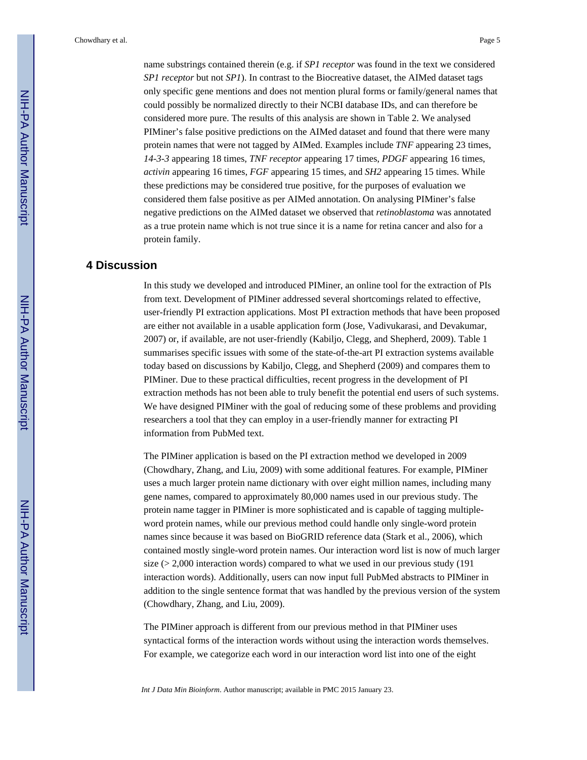name substrings contained therein (e.g. if *SP1 receptor* was found in the text we considered *SP1 receptor* but not *SP1*). In contrast to the Biocreative dataset, the AIMed dataset tags only specific gene mentions and does not mention plural forms or family/general names that could possibly be normalized directly to their NCBI database IDs, and can therefore be considered more pure. The results of this analysis are shown in Table 2. We analysed PIMiner's false positive predictions on the AIMed dataset and found that there were many protein names that were not tagged by AIMed. Examples include *TNF* appearing 23 times, *14-3-3* appearing 18 times, *TNF receptor* appearing 17 times, *PDGF* appearing 16 times, *activin* appearing 16 times, *FGF* appearing 15 times, and *SH2* appearing 15 times. While these predictions may be considered true positive, for the purposes of evaluation we considered them false positive as per AIMed annotation. On analysing PIMiner's false negative predictions on the AIMed dataset we observed that *retinoblastoma* was annotated as a true protein name which is not true since it is a name for retina cancer and also for a protein family.

## 4 Discussion

In this study we developed and introduced PIMiner, an online tool for the extraction of PIs from text. Development of PIMiner addressed several shortcomings related to effective, user-friendly PI extraction applications. Most PI extraction methods that have been proposed are either not available in a usable application form (Jose, Vadivukarasi, and Devakumar, 2007) or, if available, are not user-friendly (Kabiljo, Clegg, and Shepherd, 2009). Table 1 summarises specific issues with some of the state-of-the-art PI extraction systems available today based on discussions by Kabiljo, Clegg, and Shepherd (2009) and compares them to PIMiner. Due to these practical difficulties, recent progress in the development of PI extraction methods has not been able to truly benefit the potential end users of such systems. We have designed PIMiner with the goal of reducing some of these problems and providing researchers a tool that they can employ in a user-friendly manner for extracting PI information from PubMed text.

The PIMiner application is based on the PI extraction method we developed in 2009 (Chowdhary, Zhang, and Liu, 2009) with some additional features. For example, PIMiner uses a much larger protein name dictionary with over eight million names, including many gene names, compared to approximately 80,000 names used in our previous study. The protein name tagger in PIMiner is more sophisticated and is capable of tagging multiple-word protein names, while our previous method could handle only single-word protein names since because it was based on BioGRID reference data (Stark et al., 2006), which contained mostly single-word protein names. Our interaction word list is now of much larger size (> 2,000 interaction words) compared to what we used in our previous study (191 interaction words). Additionally, users can now input full PubMed abstracts to PIMiner in addition to the single sentence format that was handled by the previous version of the system (Chowdhary, Zhang, and Liu, 2009).

The PIMiner approach is different from our previous method in that PIMiner uses syntactical forms of the interaction words without using the interaction words themselves. For example, we categorize each word in our interaction word list into one of the eight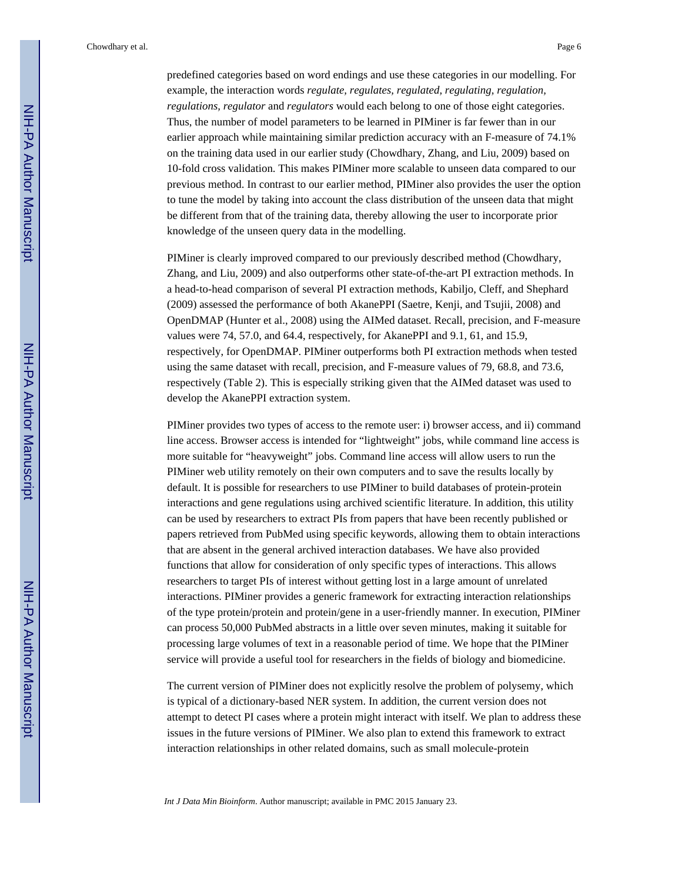predefined categories based on word endings and use these categories in our modelling. For example, the interaction words *regulate, regulates, regulated, regulating, regulation, regulations, regulator* and *regulators* would each belong to one of those eight categories. Thus, the number of model parameters to be learned in PIMiner is far fewer than in our earlier approach while maintaining similar prediction accuracy with an F-measure of 74.1% on the training data used in our earlier study (Chowdhary, Zhang, and Liu, 2009) based on 10-fold cross validation. This makes PIMiner more scalable to unseen data compared to our previous method. In contrast to our earlier method, PIMiner also provides the user the option to tune the model by taking into account the class distribution of the unseen data that might be different from that of the training data, thereby allowing the user to incorporate prior knowledge of the unseen query data in the modelling.

PIMiner is clearly improved compared to our previously described method (Chowdhary, Zhang, and Liu, 2009) and also outperforms other state-of-the-art PI extraction methods. In a head-to-head comparison of several PI extraction methods, Kabiljo, Cleff, and Shephard (2009) assessed the performance of both AkanePPI (Saetre, Kenji, and Tsujii, 2008) and OpenDMAP (Hunter et al., 2008) using the AIMed dataset. Recall, precision, and F-measure values were 74, 57.0, and 64.4, respectively, for AkanePPI and 9.1, 61, and 15.9, respectively, for OpenDMAP. PIMiner outperforms both PI extraction methods when tested using the same dataset with recall, precision, and F-measure values of 79, 68.8, and 73.6, respectively (Table 2). This is especially striking given that the AIMed dataset was used to develop the AkanePPI extraction system.

PIMiner provides two types of access to the remote user: i) browser access, and ii) command line access. Browser access is intended for "lightweight" jobs, while command line access is more suitable for "heavyweight" jobs. Command line access will allow users to run the PIMiner web utility remotely on their own computers and to save the results locally by default. It is possible for researchers to use PIMiner to build databases of protein-protein interactions and gene regulations using archived scientific literature. In addition, this utility can be used by researchers to extract PIs from papers that have been recently published or papers retrieved from PubMed using specific keywords, allowing them to obtain interactions that are absent in the general archived interaction databases. We have also provided functions that allow for consideration of only specific types of interactions. This allows researchers to target PIs of interest without getting lost in a large amount of unrelated interactions. PIMiner provides a generic framework for extracting interaction relationships of the type protein/protein and protein/gene in a user-friendly manner. In execution, PIMiner can process 50,000 PubMed abstracts in a little over seven minutes, making it suitable for processing large volumes of text in a reasonable period of time. We hope that the PIMiner service will provide a useful tool for researchers in the fields of biology and biomedicine.

The current version of PIMiner does not explicitly resolve the problem of polysemy, which is typical of a dictionary-based NER system. In addition, the current version does not attempt to detect PI cases where a protein might interact with itself. We plan to address these issues in the future versions of PIMiner. We also plan to extend this framework to extract interaction relationships in other related domains, such as small molecule-protein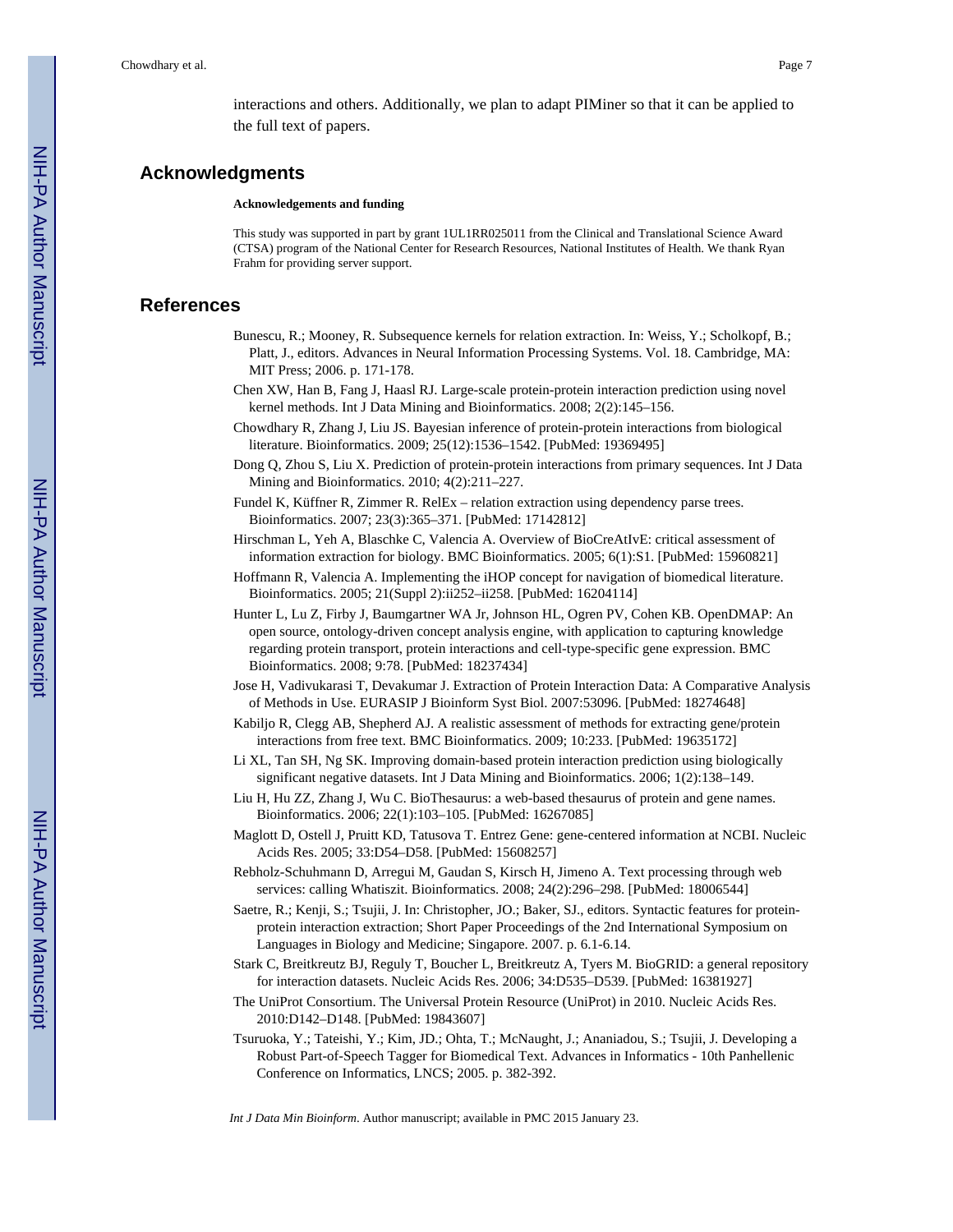interactions and others. Additionally, we plan to adapt PIMiner so that it can be applied to the full text of papers.

## Acknowledgments

**Acknowledgements and funding**

This study was supported in part by grant 1UL1RR025011 from the Clinical and Translational Science Award (CTSA) program of the National Center for Research Resources, National Institutes of Health. We thank Ryan Frahm for providing server support.

## References

Bunescu, R.; Mooney, R. Subsequence kernels for relation extraction. In: Weiss, Y.; Scholkopf, B.; Platt, J., editors. Advances in Neural Information Processing Systems. Vol. 18. Cambridge, MA: MIT Press; 2006. p. 171-178.

Chen XW, Han B, Fang J, Haasl RJ. Large-scale protein-protein interaction prediction using novel kernel methods. Int J Data Mining and Bioinformatics. 2008; 2(2):145–156.

Chowdhary R, Zhang J, Liu JS. Bayesian inference of protein-protein interactions from biological literature. Bioinformatics. 2009; 25(12):1536–1542. [PubMed: 19369495]

Dong Q, Zhou S, Liu X. Prediction of protein-protein interactions from primary sequences. Int J Data Mining and Bioinformatics. 2010; 4(2):211–227.

Fundel K, Küffner R, Zimmer R. RelEx – relation extraction using dependency parse trees. Bioinformatics. 2007; 23(3):365–371. [PubMed: 17142812]

Hirschman L, Yeh A, Blaschke C, Valencia A. Overview of BioCreAtIvE: critical assessment of information extraction for biology. BMC Bioinformatics. 2005; 6(1):S1. [PubMed: 15960821]

Hoffmann R, Valencia A. Implementing the iHOP concept for navigation of biomedical literature. Bioinformatics. 2005; 21(Suppl 2):ii252–ii258. [PubMed: 16204114]

Hunter L, Lu Z, Firby J, Baumgartner WA Jr, Johnson HL, Ogren PV, Cohen KB. OpenDMAP: An open source, ontology-driven concept analysis engine, with application to capturing knowledge regarding protein transport, protein interactions and cell-type-specific gene expression. BMC Bioinformatics. 2008; 9:78. [PubMed: 18237434]

Jose H, Vadivukarasi T, Devakumar J. Extraction of Protein Interaction Data: A Comparative Analysis of Methods in Use. EURASIP J Bioinform Syst Biol. 2007:53096. [PubMed: 18274648]

Kabiljo R, Clegg AB, Shepherd AJ. A realistic assessment of methods for extracting gene/protein interactions from free text. BMC Bioinformatics. 2009; 10:233. [PubMed: 19635172]

Li XL, Tan SH, Ng SK. Improving domain-based protein interaction prediction using biologically significant negative datasets. Int J Data Mining and Bioinformatics. 2006; 1(2):138–149.

Liu H, Hu ZZ, Zhang J, Wu C. BioThesaurus: a web-based thesaurus of protein and gene names. Bioinformatics. 2006; 22(1):103–105. [PubMed: 16267085]

Maglott D, Ostell J, Pruitt KD, Tatusova T. Entrez Gene: gene-centered information at NCBI. Nucleic Acids Res. 2005; 33:D54–D58. [PubMed: 15608257]

Rebholz-Schuhmann D, Arregui M, Gaudan S, Kirsch H, Jimeno A. Text processing through web services: calling Whatiszit. Bioinformatics. 2008; 24(2):296–298. [PubMed: 18006544]

Saetre, R.; Kenji, S.; Tsujii, J. In: Christopher, JO.; Baker, SJ., editors. Syntactic features for protein-protein interaction extraction; Short Paper Proceedings of the 2nd International Symposium on Languages in Biology and Medicine; Singapore. 2007. p. 6.1-6.14.

Stark C, Breitkreutz BJ, Reguly T, Boucher L, Breitkreutz A, Tyers M. BioGRID: a general repository for interaction datasets. Nucleic Acids Res. 2006; 34:D535–D539. [PubMed: 16381927]

The UniProt Consortium. The Universal Protein Resource (UniProt) in 2010. Nucleic Acids Res. 2010:D142–D148. [PubMed: 19843607]

Tsuruoka, Y.; Tateishi, Y.; Kim, JD.; Ohta, T.; McNaught, J.; Ananiadou, S.; Tsujii, J. Developing a Robust Part-of-Speech Tagger for Biomedical Text. Advances in Informatics - 10th Panhellenic Conference on Informatics, LNCS; 2005. p. 382-392.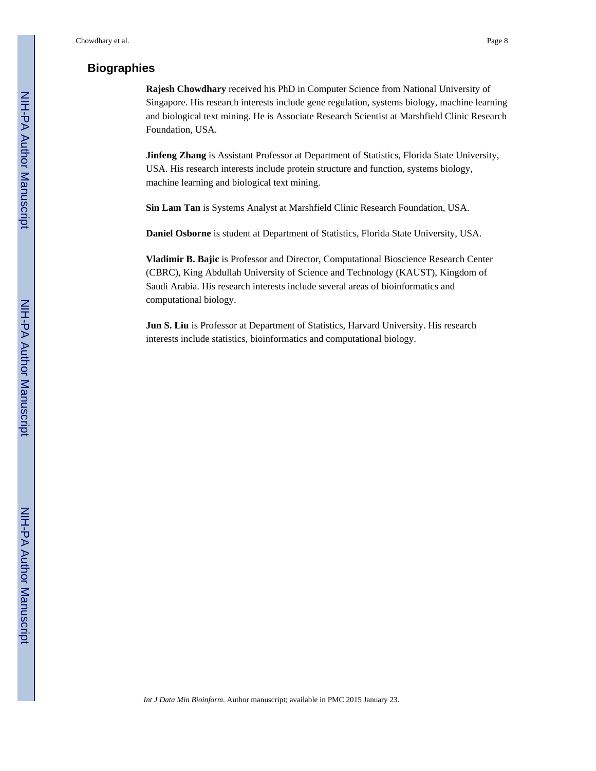## Biographies

**Rajesh Chowdhary** received his PhD in Computer Science from National University of Singapore. His research interests include gene regulation, systems biology, machine learning and biological text mining. He is Associate Research Scientist at Marshfield Clinic Research Foundation, USA.

**Jinfeng Zhang** is Assistant Professor at Department of Statistics, Florida State University, USA. His research interests include protein structure and function, systems biology, machine learning and biological text mining.

**Sin Lam Tan** is Systems Analyst at Marshfield Clinic Research Foundation, USA.

**Daniel Osborne** is student at Department of Statistics, Florida State University, USA.

**Vladimir B. Bajic** is Professor and Director, Computational Bioscience Research Center (CBRC), King Abdullah University of Science and Technology (KAUST), Kingdom of Saudi Arabia. His research interests include several areas of bioinformatics and computational biology.

**Jun S. Liu** is Professor at Department of Statistics, Harvard University. His research interests include statistics, bioinformatics and computational biology.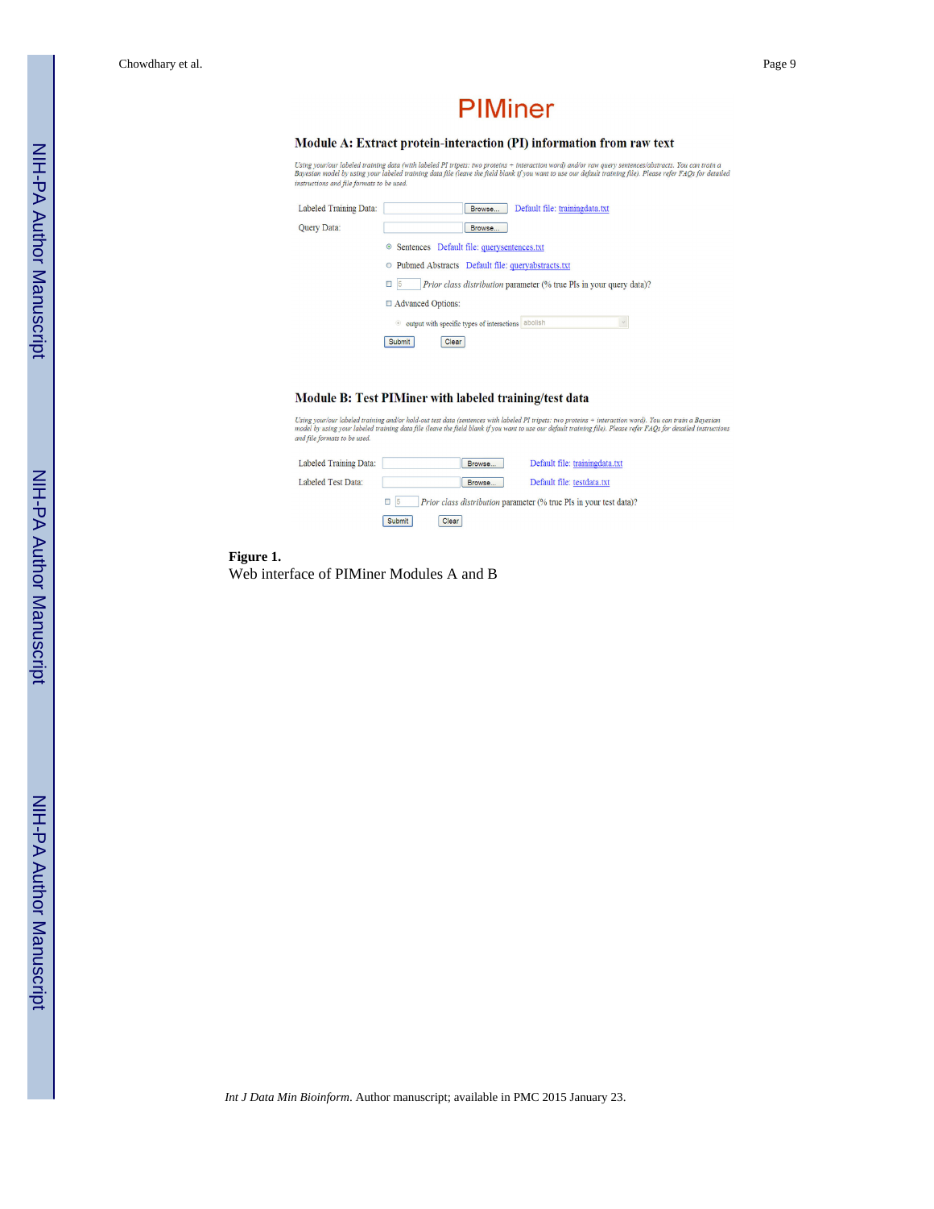# PIMiner

## Module A: Extract protein-interaction (PI) information from raw text

*Using your/our labeled training data (with labeled PI tripets: two proteins + interaction word) and/or raw query sentences/abstracts. You can train a Bayesian model by using your labeled training data file (leave the field blank if you want to use our default training file). Please refer FAQs for detailed instructions and file formats to be used.*

Labeled Training Data: [ ] Browse... Default file: trainingdata.txt

Query Data: [ ] Browse...

- ⊙ Sentences Default file: querysentences.txt
- ○ Pubmed Abstracts Default file: queryabstracts.txt

☐ [5] *Prior class distribution* parameter (% true PIs in your query data)?

☐ Advanced Options:

- output with specific types of interactions [abolish]

Submit Clear

## Module B: Test PIMiner with labeled training/test data

*Using your/our labeled training and/or hold-out test data (sentences with labeled PI tripets: two proteins + interaction word). You can train a Bayesian model by using your labeled training data file (leave the field blank if you want to use our default training file). Please refer FAQs for detailed instructions and file formats to be used.*

Labeled Training Data: [ ] Browse... Default file: trainingdata.txt

Labeled Test Data: [ ] Browse... Default file: testdata.txt

☐ [5] *Prior class distribution* parameter (% true PIs in your test data)?

Submit Clear

**Figure 1.**

Web interface of PIMiner Modules A and B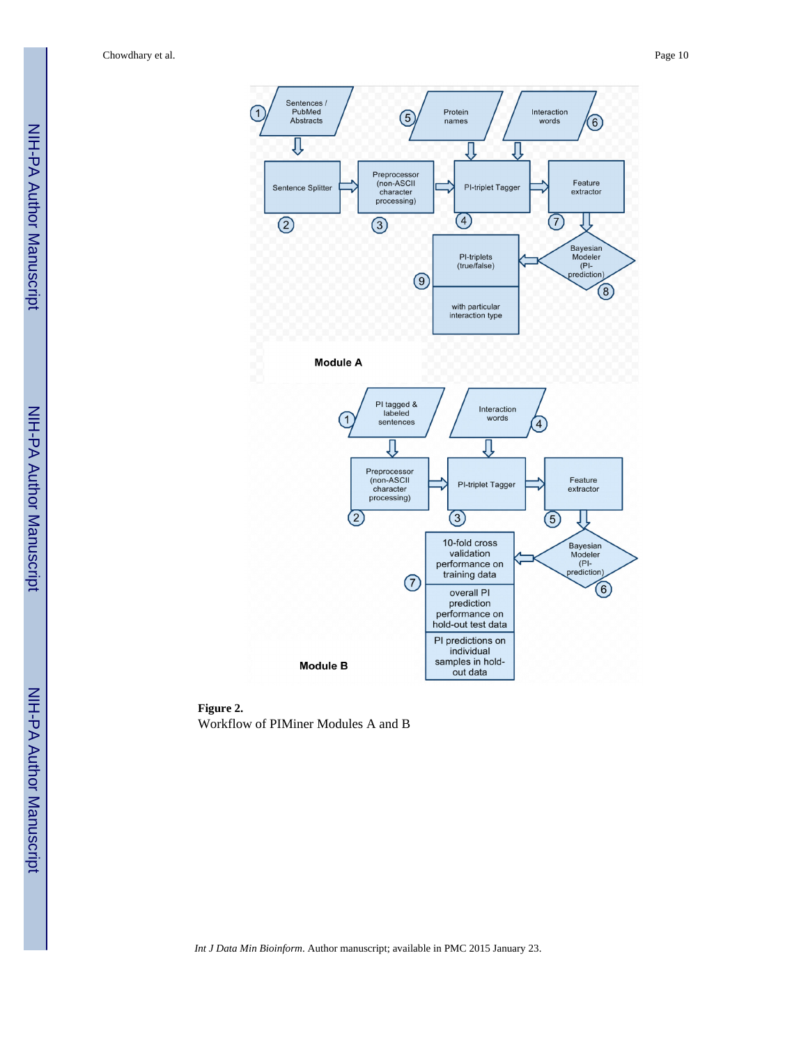**Figure 2.**

Workflow of PIMiner Modules A and B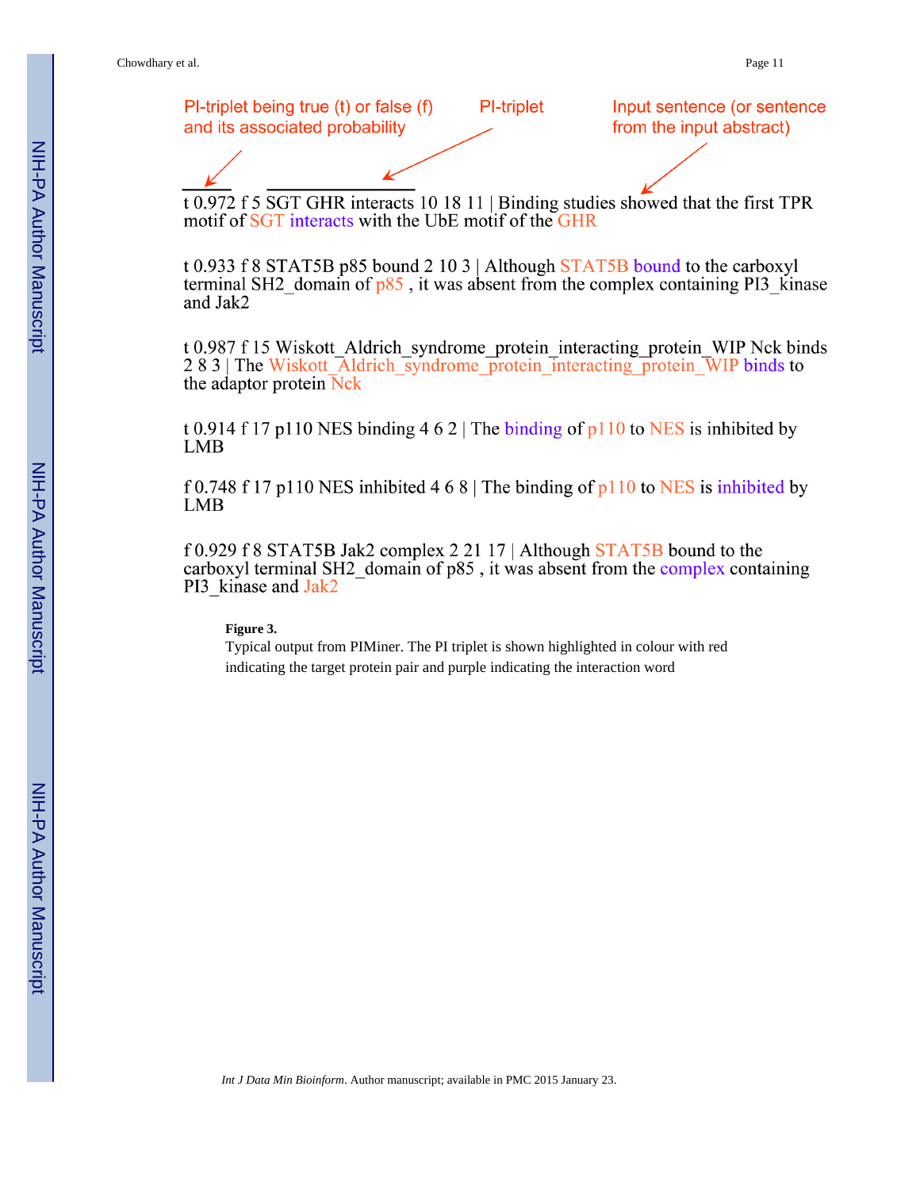PI-triplet being true (t) or false (f) and its associated probability

PI-triplet

Input sentence (or sentence from the input abstract)

t 0.972 f 5 SGT GHR interacts 10 18 11 | Binding studies showed that the first TPR motif of SGT interacts with the UbE motif of the GHR

t 0.933 f 8 STAT5B p85 bound 2 10 3 | Although STAT5B bound to the carboxyl terminal SH2_domain of p85 , it was absent from the complex containing PI3_kinase and Jak2

t 0.987 f 15 Wiskott_Aldrich_syndrome_protein_interacting_protein_WIP Nck binds 2 8 3 | The Wiskott_Aldrich_syndrome_protein_interacting_protein_WIP binds to the adaptor protein Nck

t 0.914 f 17 p110 NES binding 4 6 2 | The binding of p110 to NES is inhibited by LMB

f 0.748 f 17 p110 NES inhibited 4 6 8 | The binding of p110 to NES is inhibited by LMB

f 0.929 f 8 STAT5B Jak2 complex 2 21 17 | Although STAT5B bound to the carboxyl terminal SH2_domain of p85 , it was absent from the complex containing PI3_kinase and Jak2

**Figure 3.**

Typical output from PIMiner. The PI triplet is shown highlighted in colour with red indicating the target protein pair and purple indicating the interaction word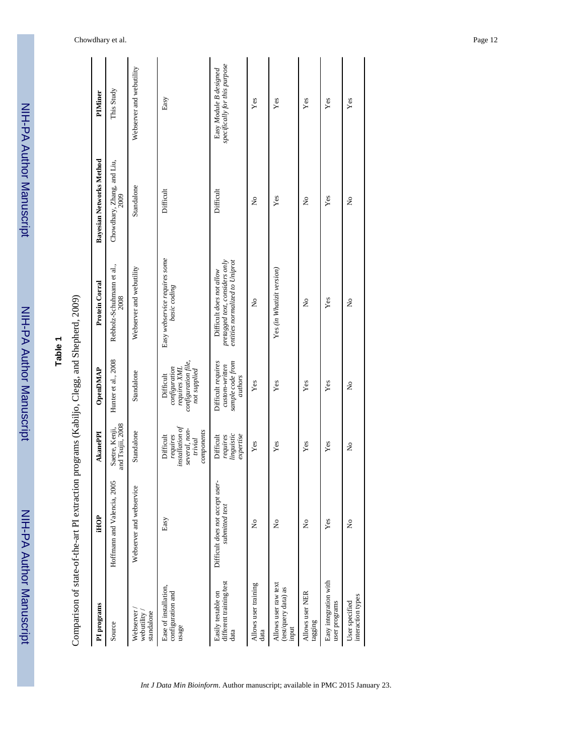**Table 1**

Comparison of state-of-the-art PI extraction programs (Kabiljo, Clegg, and Shepherd, 2009)

| PI programs | iHOP | AkanePPI | OpenDMAP | Protein Corral | Bayesian Networks Method | PIMiner |
|---|---|---|---|---|---|---|
| Source | Hoffmann and Valencia, 2005 | Saetre, Kenji, and Tsujii, 2008 | Hunter et al., 2008 | Rebholz-Schuhmann et al., 2008 | Chowdhary, Zhang, and Liu, 2009 | This Study |
| Webserver / webutility / standalone | Webserver and webservice | Standalone | Standalone | Webserver and webutility | Standalone | Webserver and webutility |
| Ease of installation, configuration and usage | Easy | Difficult *requires installation of several, non-trivial components* | Difficult *configuration requires XML configuration file, not supplied* | Easy *webservice requires some basic coding* | Difficult | Easy |
| Easily testable on different training/test data | Difficult *does not accept user-submitted text* | Difficult *requires linguistic expertise* | Difficult *requires custom-written sample code from authors* | Difficult *does not allow pretagged text, considers only entities normalized to Uniprot* | Difficult | Easy *Module B designed specifically for this purpose* |
| Allows user training data | No | Yes | Yes | No | No | Yes |
| Allows user raw text (test/query data) as input | No | Yes | Yes | Yes *(in Whatizit version)* | Yes | Yes |
| Allows user NER tagging | No | Yes | Yes | No | No | Yes |
| Easy integration with user programs | Yes | Yes | Yes | Yes | Yes | Yes |
| User specified interaction types | No | No | No | No | No | Yes |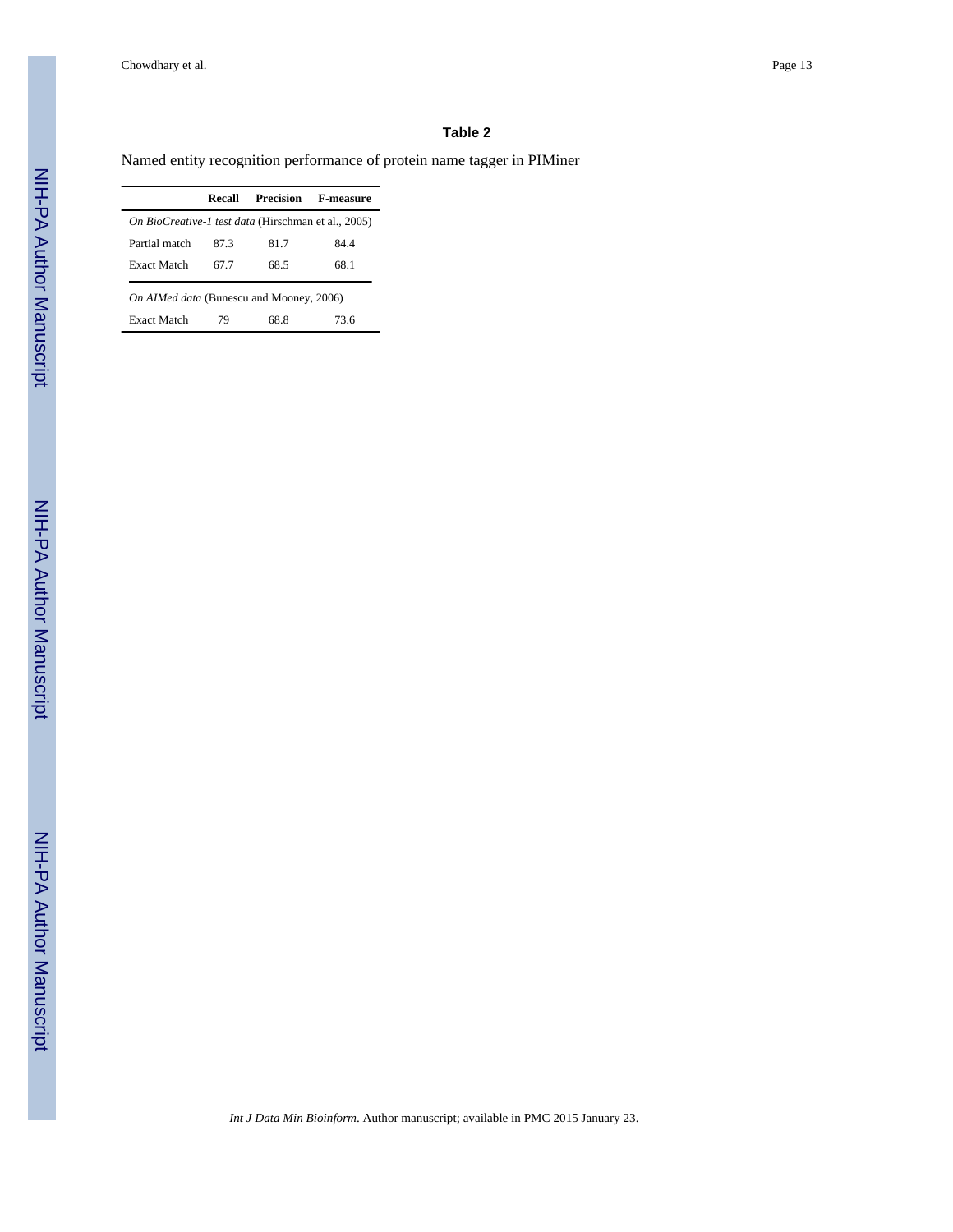**Table 2**

Named entity recognition performance of protein name tagger in PIMiner

| | Recall | Precision | F-measure |
|---|---|---|---|
| *On BioCreative-1 test data* (Hirschman et al., 2005) | | | |
| Partial match | 87.3 | 81.7 | 84.4 |
| Exact Match | 67.7 | 68.5 | 68.1 |
| *On AIMed data* (Bunescu and Mooney, 2006) | | | |
| Exact Match | 79 | 68.8 | 73.6 |